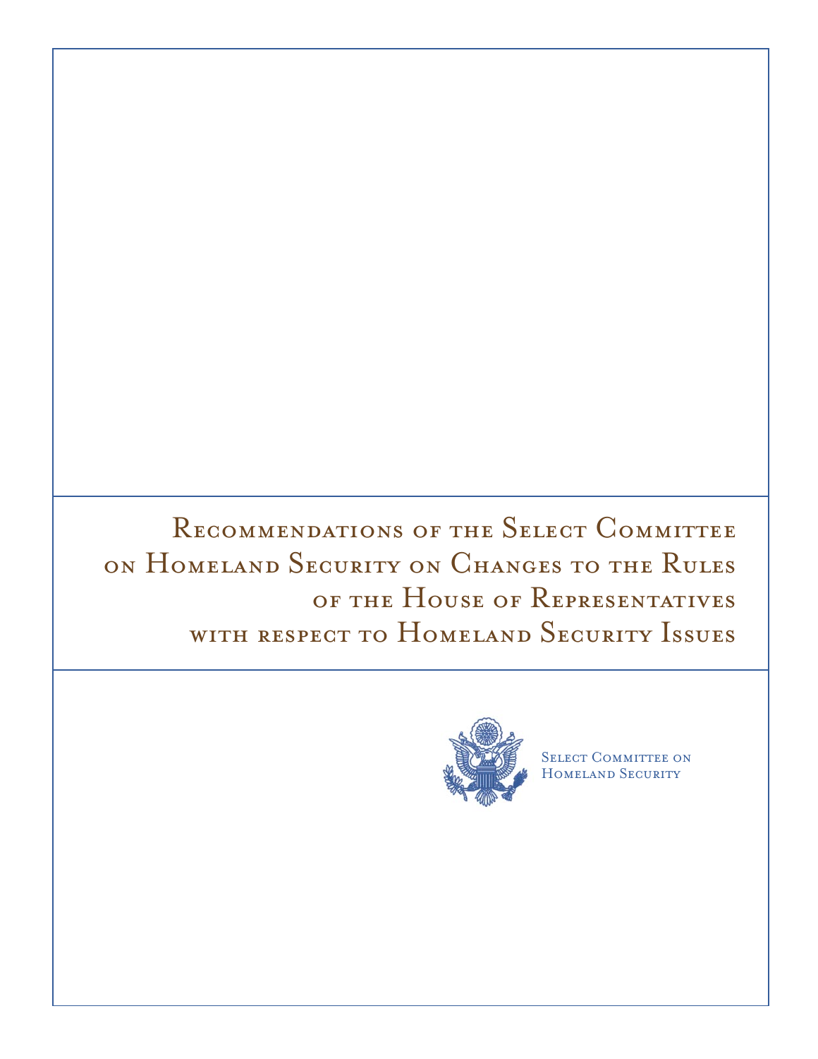# Recommendations of the Select Committee on Homeland Security on Changes to the Rules of the House of Representatives with respect to Homeland Security Issues

Select Committee on Homeland Security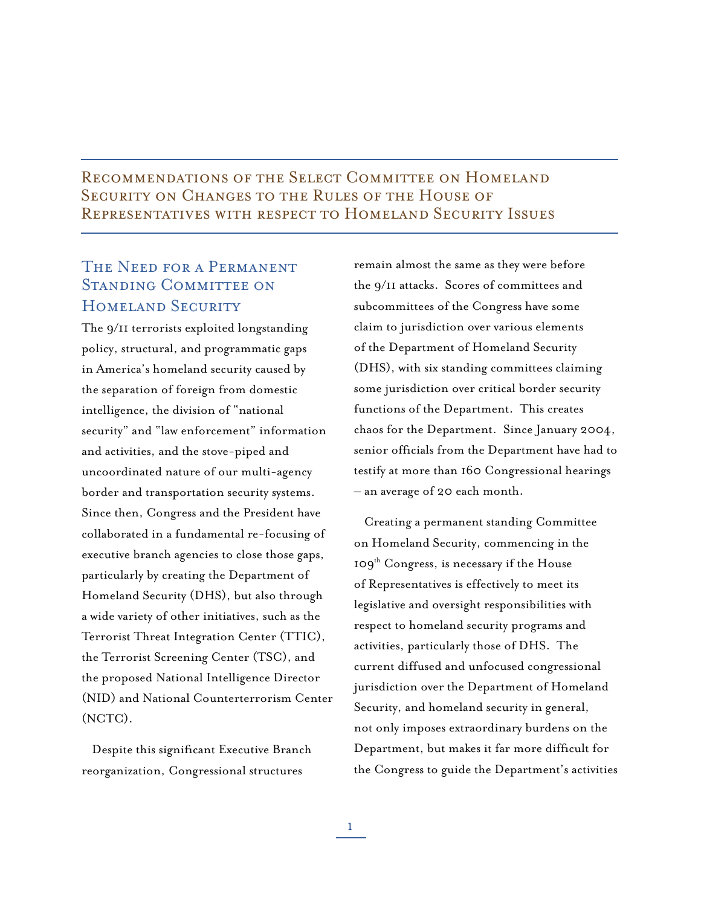# Recommendations of the Select Committee on Homeland Security on Changes to the Rules of the House of Representatives with respect to Homeland Security Issues

## The Need for a Permanent Standing Committee on Homeland Security

The 9/11 terrorists exploited longstanding policy, structural, and programmatic gaps in America's homeland security caused by the separation of foreign from domestic intelligence, the division of "national security" and "law enforcement" information and activities, and the stove-piped and uncoordinated nature of our multi-agency border and transportation security systems. Since then, Congress and the President have collaborated in a fundamental re-focusing of executive branch agencies to close those gaps, particularly by creating the Department of Homeland Security (DHS), but also through a wide variety of other initiatives, such as the Terrorist Threat Integration Center (TTIC), the Terrorist Screening Center (TSC), and the proposed National Intelligence Director (NID) and National Counterterrorism Center (NCTC).

Despite this significant Executive Branch reorganization, Congressional structures remain almost the same as they were before the 9/11 attacks. Scores of committees and subcommittees of the Congress have some claim to jurisdiction over various elements of the Department of Homeland Security (DHS), with six standing committees claiming some jurisdiction over critical border security functions of the Department. This creates chaos for the Department. Since January 2004, senior officials from the Department have had to testify at more than 160 Congressional hearings – an average of 20 each month.

Creating a permanent standing Committee on Homeland Security, commencing in the 109th Congress, is necessary if the House of Representatives is effectively to meet its legislative and oversight responsibilities with respect to homeland security programs and activities, particularly those of DHS. The current diffused and unfocused congressional jurisdiction over the Department of Homeland Security, and homeland security in general, not only imposes extraordinary burdens on the Department, but makes it far more difficult for the Congress to guide the Department's activities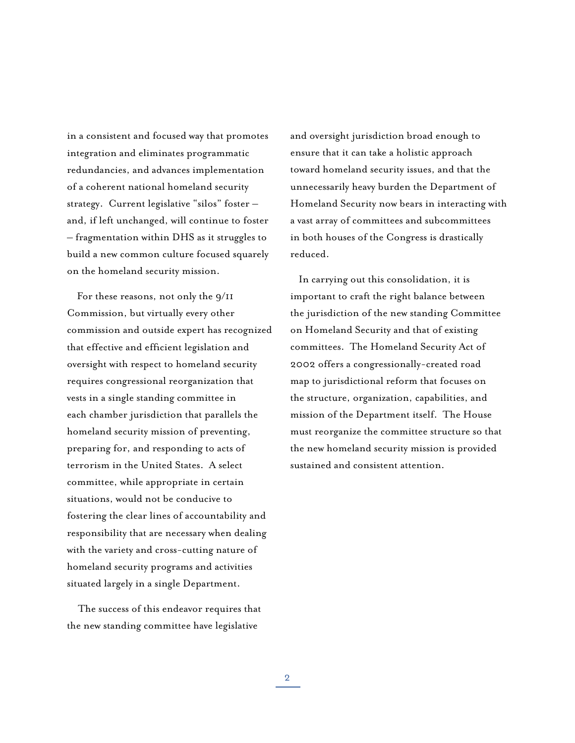in a consistent and focused way that promotes integration and eliminates programmatic redundancies, and advances implementation of a coherent national homeland security strategy. Current legislative "silos" foster – and, if left unchanged, will continue to foster – fragmentation within DHS as it struggles to build a new common culture focused squarely on the homeland security mission.

For these reasons, not only the 9/11 Commission, but virtually every other commission and outside expert has recognized that effective and efficient legislation and oversight with respect to homeland security requires congressional reorganization that vests in a single standing committee in each chamber jurisdiction that parallels the homeland security mission of preventing, preparing for, and responding to acts of terrorism in the United States. A select committee, while appropriate in certain situations, would not be conducive to fostering the clear lines of accountability and responsibility that are necessary when dealing with the variety and cross-cutting nature of homeland security programs and activities situated largely in a single Department.

The success of this endeavor requires that the new standing committee have legislative and oversight jurisdiction broad enough to ensure that it can take a holistic approach toward homeland security issues, and that the unnecessarily heavy burden the Department of Homeland Security now bears in interacting with a vast array of committees and subcommittees in both houses of the Congress is drastically reduced.

In carrying out this consolidation, it is important to craft the right balance between the jurisdiction of the new standing Committee on Homeland Security and that of existing committees. The Homeland Security Act of 2002 offers a congressionally-created road map to jurisdictional reform that focuses on the structure, organization, capabilities, and mission of the Department itself. The House must reorganize the committee structure so that the new homeland security mission is provided sustained and consistent attention.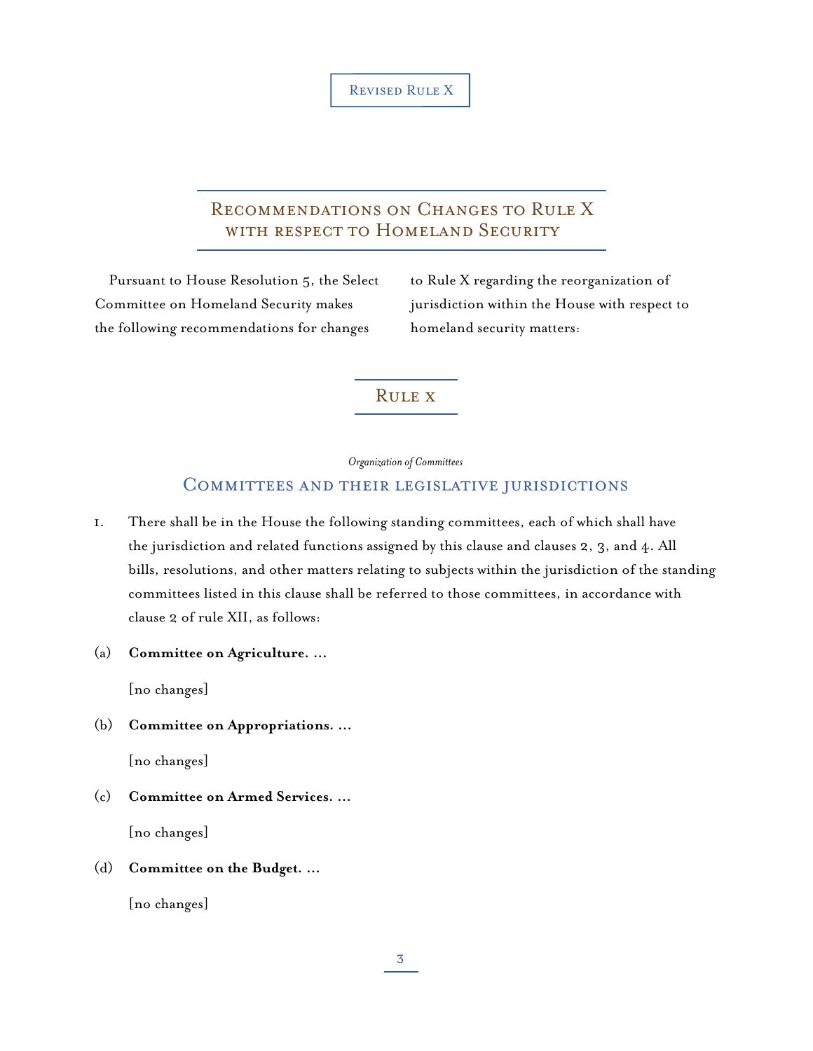Revised Rule X

# Recommendations on Changes to Rule X with respect to Homeland Security

Pursuant to House Resolution 5, the Select Committee on Homeland Security makes the following recommendations for changes to Rule X regarding the reorganization of jurisdiction within the House with respect to homeland security matters:

## Rule X

*Organization of Committees*

### Committees and their legislative jurisdictions

1. There shall be in the House the following standing committees, each of which shall have the jurisdiction and related functions assigned by this clause and clauses 2, 3, and 4. All bills, resolutions, and other matters relating to subjects within the jurisdiction of the standing committees listed in this clause shall be referred to those committees, in accordance with clause 2 of rule XII, as follows:

(a) **Committee on Agriculture. ...**

[no changes]

(b) **Committee on Appropriations. ...**

[no changes]

(c) **Committee on Armed Services. ...**

[no changes]

(d) **Committee on the Budget. ...**

[no changes]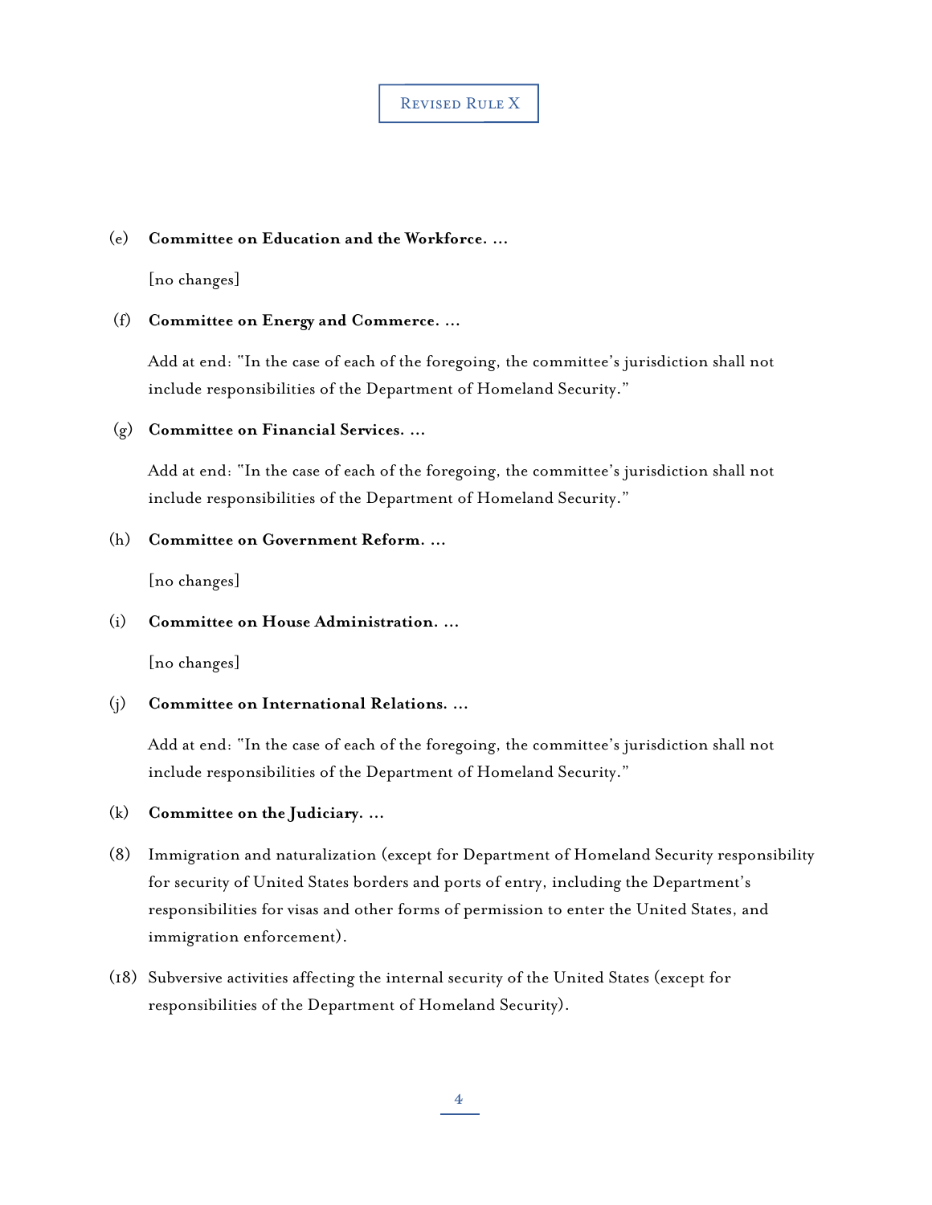## Revised Rule X

(e) **Committee on Education and the Workforce. …**

[no changes]

(f) **Committee on Energy and Commerce. …**

Add at end: "In the case of each of the foregoing, the committee's jurisdiction shall not include responsibilities of the Department of Homeland Security."

(g) **Committee on Financial Services. …**

Add at end: "In the case of each of the foregoing, the committee's jurisdiction shall not include responsibilities of the Department of Homeland Security."

(h) **Committee on Government Reform. …**

[no changes]

(i) **Committee on House Administration. …**

[no changes]

(j) **Committee on International Relations. …**

Add at end: "In the case of each of the foregoing, the committee's jurisdiction shall not include responsibilities of the Department of Homeland Security."

(k) **Committee on the Judiciary. …**

(8) Immigration and naturalization (except for Department of Homeland Security responsibility for security of United States borders and ports of entry, including the Department's responsibilities for visas and other forms of permission to enter the United States, and immigration enforcement).

(18) Subversive activities affecting the internal security of the United States (except for responsibilities of the Department of Homeland Security).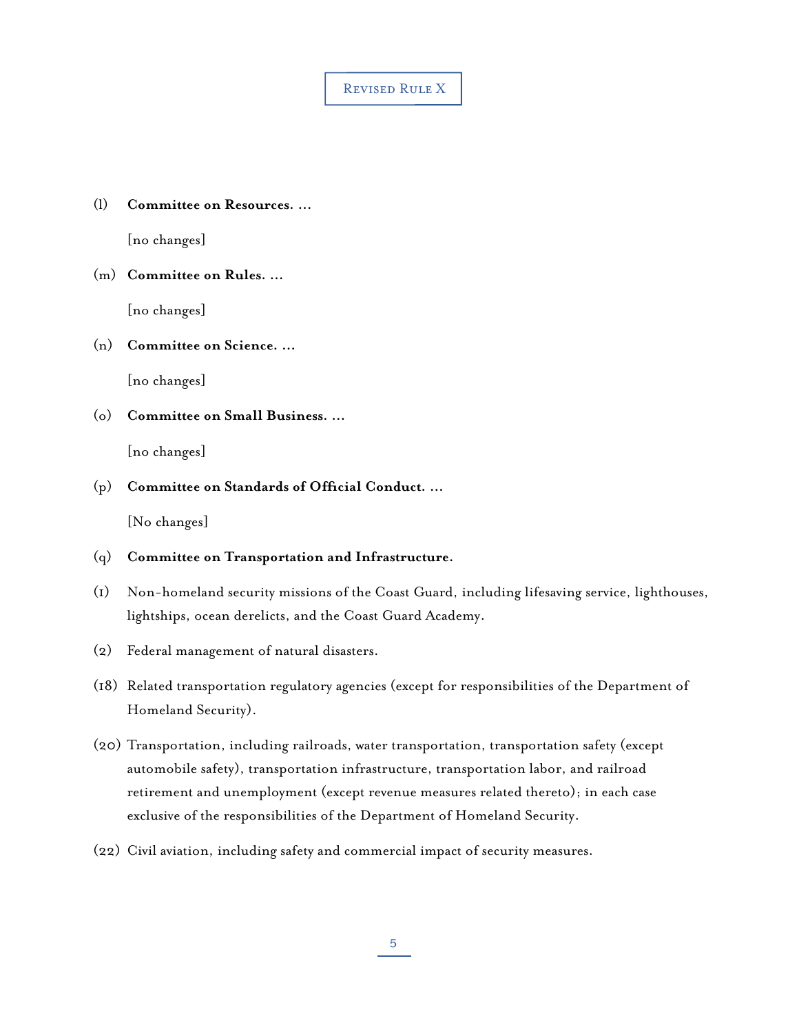Revised Rule X

(l) **Committee on Resources. ...**

[no changes]

(m) **Committee on Rules. ...**

[no changes]

(n) **Committee on Science. ...**

[no changes]

(o) **Committee on Small Business. ...**

[no changes]

(p) **Committee on Standards of Official Conduct. ...**

[No changes]

(q) **Committee on Transportation and Infrastructure.**

(1) Non-homeland security missions of the Coast Guard, including lifesaving service, lighthouses, lightships, ocean derelicts, and the Coast Guard Academy.

(2) Federal management of natural disasters.

(18) Related transportation regulatory agencies (except for responsibilities of the Department of Homeland Security).

(20) Transportation, including railroads, water transportation, transportation safety (except automobile safety), transportation infrastructure, transportation labor, and railroad retirement and unemployment (except revenue measures related thereto); in each case exclusive of the responsibilities of the Department of Homeland Security.

(22) Civil aviation, including safety and commercial impact of security measures.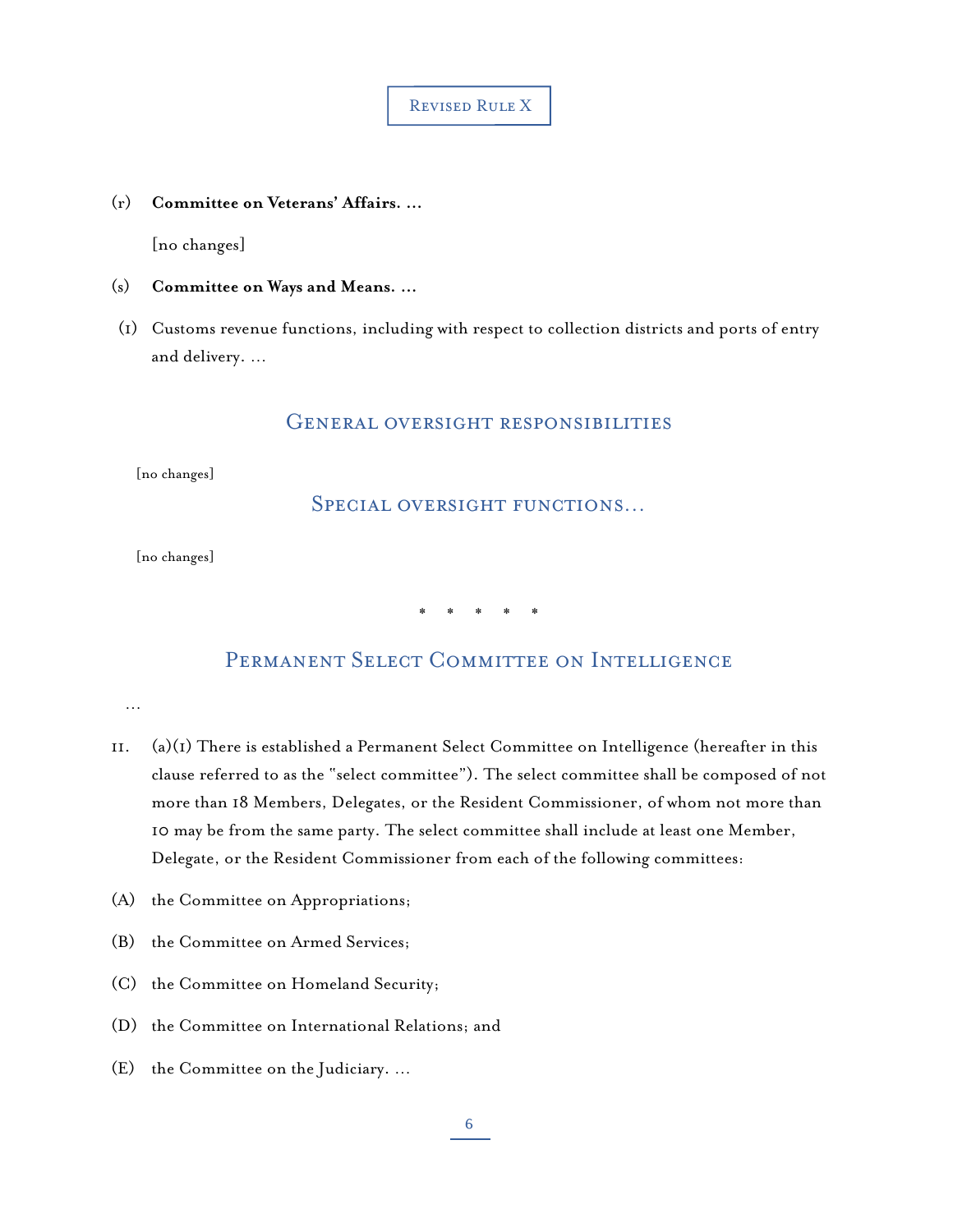## Revised Rule X

(r) **Committee on Veterans' Affairs. ...**

[no changes]

(s) **Committee on Ways and Means. ...**

(1) Customs revenue functions, including with respect to collection districts and ports of entry and delivery. ...

### General oversight responsibilities

[no changes]

### Special oversight functions...

[no changes]

\* \* \* \* \*

### Permanent Select Committee on Intelligence

...

11. (a)(1) There is established a Permanent Select Committee on Intelligence (hereafter in this clause referred to as the "select committee"). The select committee shall be composed of not more than 18 Members, Delegates, or the Resident Commissioner, of whom not more than 10 may be from the same party. The select committee shall include at least one Member, Delegate, or the Resident Commissioner from each of the following committees:

(A) the Committee on Appropriations;

(B) the Committee on Armed Services;

(C) the Committee on Homeland Security;

(D) the Committee on International Relations; and

(E) the Committee on the Judiciary. ...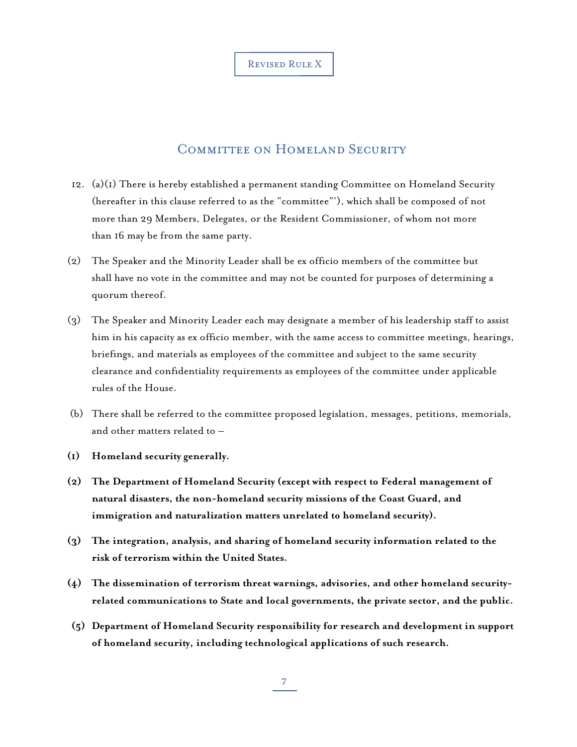Revised Rule X

## Committee on Homeland Security

12. (a)(1) There is hereby established a permanent standing Committee on Homeland Security (hereafter in this clause referred to as the "committee"'), which shall be composed of not more than 29 Members, Delegates, or the Resident Commissioner, of whom not more than 16 may be from the same party.

(2) The Speaker and the Minority Leader shall be ex officio members of the committee but shall have no vote in the committee and may not be counted for purposes of determining a quorum thereof.

(3) The Speaker and Minority Leader each may designate a member of his leadership staff to assist him in his capacity as ex officio member, with the same access to committee meetings, hearings, briefings, and materials as employees of the committee and subject to the same security clearance and confidentiality requirements as employees of the committee under applicable rules of the House.

(b) There shall be referred to the committee proposed legislation, messages, petitions, memorials, and other matters related to —

**(1) Homeland security generally.**

**(2) The Department of Homeland Security (except with respect to Federal management of natural disasters, the non-homeland security missions of the Coast Guard, and immigration and naturalization matters unrelated to homeland security).**

**(3) The integration, analysis, and sharing of homeland security information related to the risk of terrorism within the United States.**

**(4) The dissemination of terrorism threat warnings, advisories, and other homeland security-related communications to State and local governments, the private sector, and the public.**

**(5) Department of Homeland Security responsibility for research and development in support of homeland security, including technological applications of such research.**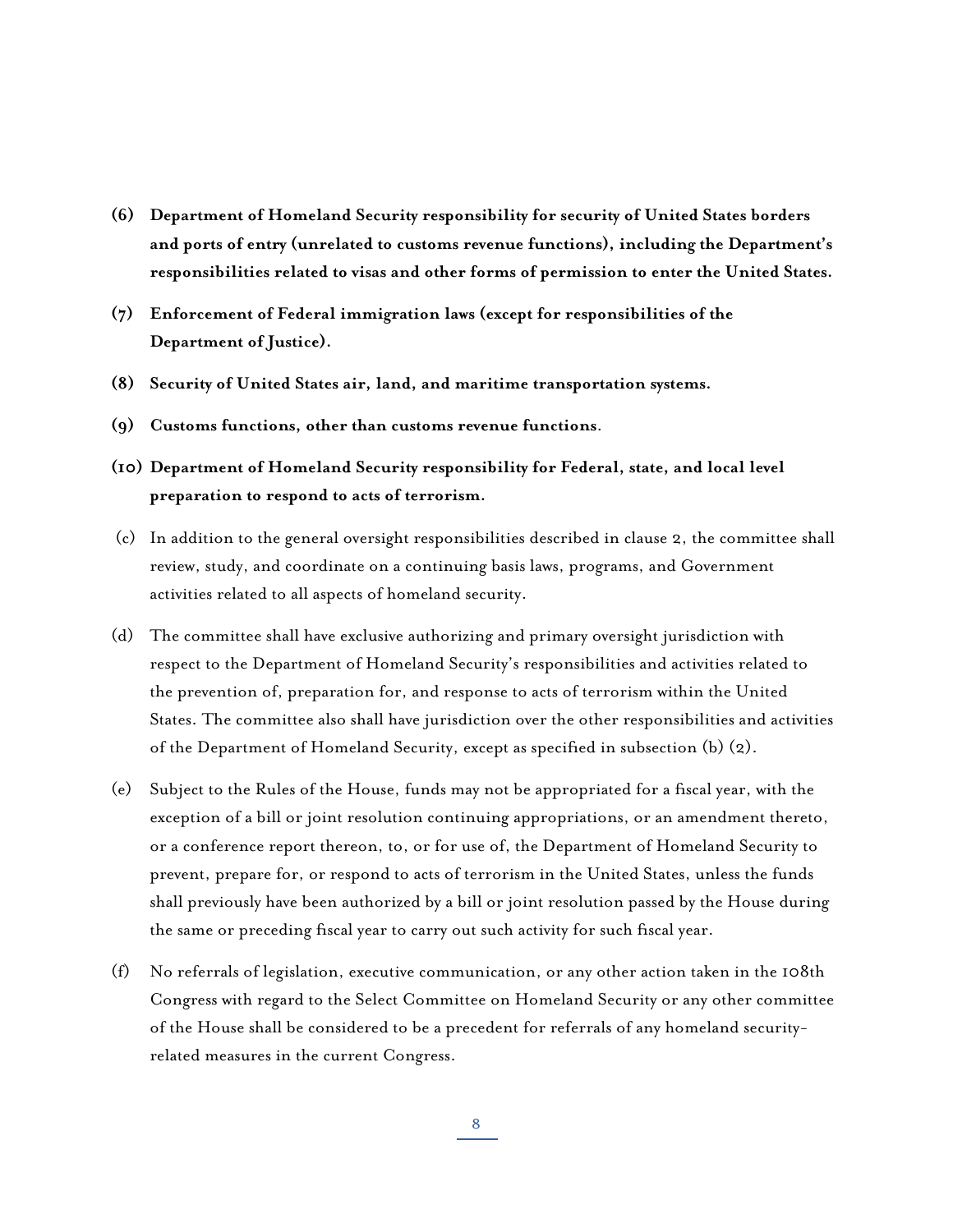**(6) Department of Homeland Security responsibility for security of United States borders and ports of entry (unrelated to customs revenue functions), including the Department's responsibilities related to visas and other forms of permission to enter the United States.**

**(7) Enforcement of Federal immigration laws (except for responsibilities of the Department of Justice).**

**(8) Security of United States air, land, and maritime transportation systems.**

**(9) Customs functions, other than customs revenue functions**.

**(10) Department of Homeland Security responsibility for Federal, state, and local level preparation to respond to acts of terrorism.**

(c) In addition to the general oversight responsibilities described in clause 2, the committee shall review, study, and coordinate on a continuing basis laws, programs, and Government activities related to all aspects of homeland security.

(d) The committee shall have exclusive authorizing and primary oversight jurisdiction with respect to the Department of Homeland Security's responsibilities and activities related to the prevention of, preparation for, and response to acts of terrorism within the United States. The committee also shall have jurisdiction over the other responsibilities and activities of the Department of Homeland Security, except as specified in subsection (b) (2).

(e) Subject to the Rules of the House, funds may not be appropriated for a fiscal year, with the exception of a bill or joint resolution continuing appropriations, or an amendment thereto, or a conference report thereon, to, or for use of, the Department of Homeland Security to prevent, prepare for, or respond to acts of terrorism in the United States, unless the funds shall previously have been authorized by a bill or joint resolution passed by the House during the same or preceding fiscal year to carry out such activity for such fiscal year.

(f) No referrals of legislation, executive communication, or any other action taken in the 108th Congress with regard to the Select Committee on Homeland Security or any other committee of the House shall be considered to be a precedent for referrals of any homeland security-related measures in the current Congress.